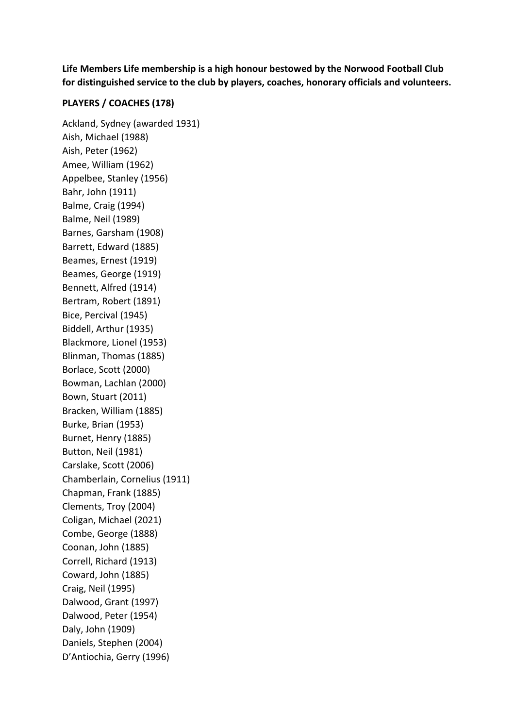**Life Members Life membership is a high honour bestowed by the Norwood Football Club for distinguished service to the club by players, coaches, honorary officials and volunteers.**

**PLAYERS / COACHES (178)**

Ackland, Sydney (awarded 1931)
Aish, Michael (1988)
Aish, Peter (1962)
Amee, William (1962)
Appelbee, Stanley (1956)
Bahr, John (1911)
Balme, Craig (1994)
Balme, Neil (1989)
Barnes, Garsham (1908)
Barrett, Edward (1885)
Beames, Ernest (1919)
Beames, George (1919)
Bennett, Alfred (1914)
Bertram, Robert (1891)
Bice, Percival (1945)
Biddell, Arthur (1935)
Blackmore, Lionel (1953)
Blinman, Thomas (1885)
Borlace, Scott (2000)
Bowman, Lachlan (2000)
Bown, Stuart (2011)
Bracken, William (1885)
Burke, Brian (1953)
Burnet, Henry (1885)
Button, Neil (1981)
Carslake, Scott (2006)
Chamberlain, Cornelius (1911)
Chapman, Frank (1885)
Clements, Troy (2004)
Coligan, Michael (2021)
Combe, George (1888)
Coonan, John (1885)
Correll, Richard (1913)
Coward, John (1885)
Craig, Neil (1995)
Dalwood, Grant (1997)
Dalwood, Peter (1954)
Daly, John (1909)
Daniels, Stephen (2004)
D'Antiochia, Gerry (1996)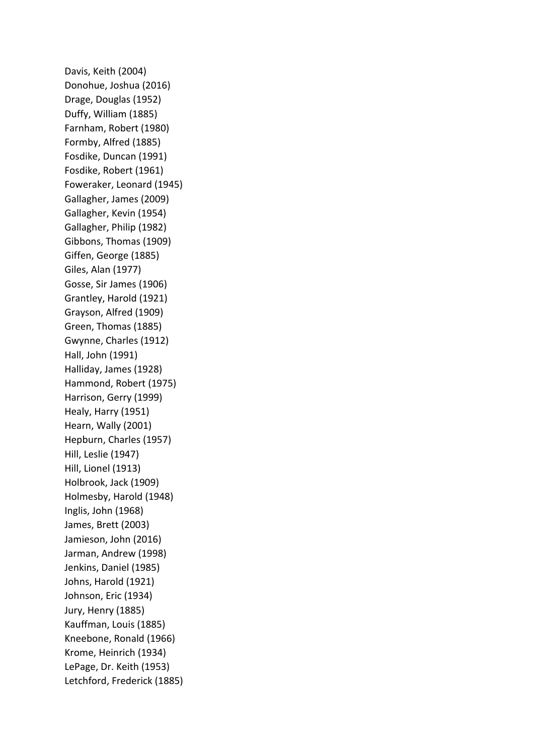Davis, Keith (2004)
Donohue, Joshua (2016)
Drage, Douglas (1952)
Duffy, William (1885)
Farnham, Robert (1980)
Formby, Alfred (1885)
Fosdike, Duncan (1991)
Fosdike, Robert (1961)
Foweraker, Leonard (1945)
Gallagher, James (2009)
Gallagher, Kevin (1954)
Gallagher, Philip (1982)
Gibbons, Thomas (1909)
Giffen, George (1885)
Giles, Alan (1977)
Gosse, Sir James (1906)
Grantley, Harold (1921)
Grayson, Alfred (1909)
Green, Thomas (1885)
Gwynne, Charles (1912)
Hall, John (1991)
Halliday, James (1928)
Hammond, Robert (1975)
Harrison, Gerry (1999)
Healy, Harry (1951)
Hearn, Wally (2001)
Hepburn, Charles (1957)
Hill, Leslie (1947)
Hill, Lionel (1913)
Holbrook, Jack (1909)
Holmesby, Harold (1948)
Inglis, John (1968)
James, Brett (2003)
Jamieson, John (2016)
Jarman, Andrew (1998)
Jenkins, Daniel (1985)
Johns, Harold (1921)
Johnson, Eric (1934)
Jury, Henry (1885)
Kauffman, Louis (1885)
Kneebone, Ronald (1966)
Krome, Heinrich (1934)
LePage, Dr. Keith (1953)
Letchford, Frederick (1885)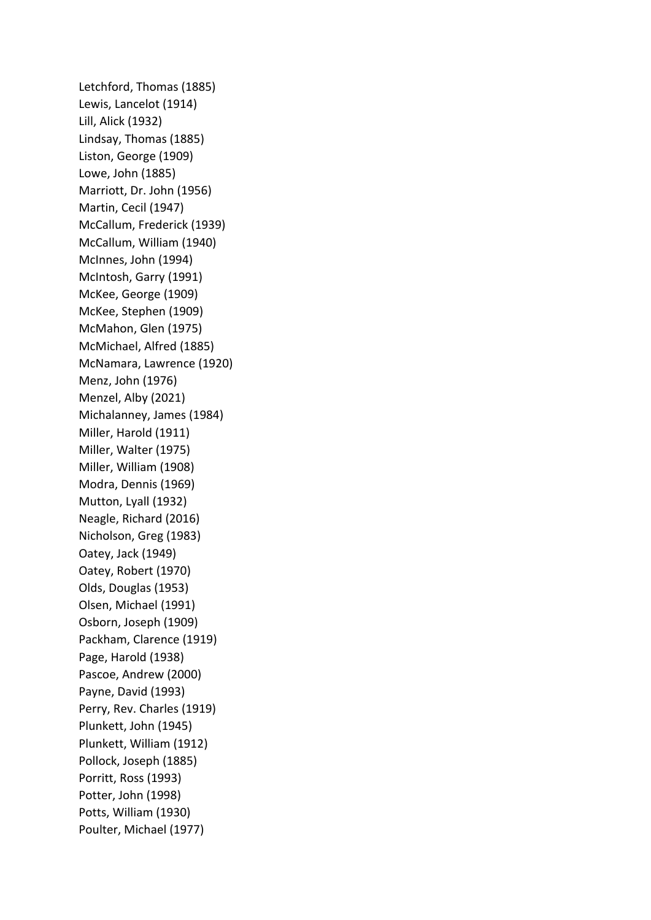Letchford, Thomas (1885)
Lewis, Lancelot (1914)
Lill, Alick (1932)
Lindsay, Thomas (1885)
Liston, George (1909)
Lowe, John (1885)
Marriott, Dr. John (1956)
Martin, Cecil (1947)
McCallum, Frederick (1939)
McCallum, William (1940)
McInnes, John (1994)
McIntosh, Garry (1991)
McKee, George (1909)
McKee, Stephen (1909)
McMahon, Glen (1975)
McMichael, Alfred (1885)
McNamara, Lawrence (1920)
Menz, John (1976)
Menzel, Alby (2021)
Michalanney, James (1984)
Miller, Harold (1911)
Miller, Walter (1975)
Miller, William (1908)
Modra, Dennis (1969)
Mutton, Lyall (1932)
Neagle, Richard (2016)
Nicholson, Greg (1983)
Oatey, Jack (1949)
Oatey, Robert (1970)
Olds, Douglas (1953)
Olsen, Michael (1991)
Osborn, Joseph (1909)
Packham, Clarence (1919)
Page, Harold (1938)
Pascoe, Andrew (2000)
Payne, David (1993)
Perry, Rev. Charles (1919)
Plunkett, John (1945)
Plunkett, William (1912)
Pollock, Joseph (1885)
Porritt, Ross (1993)
Potter, John (1998)
Potts, William (1930)
Poulter, Michael (1977)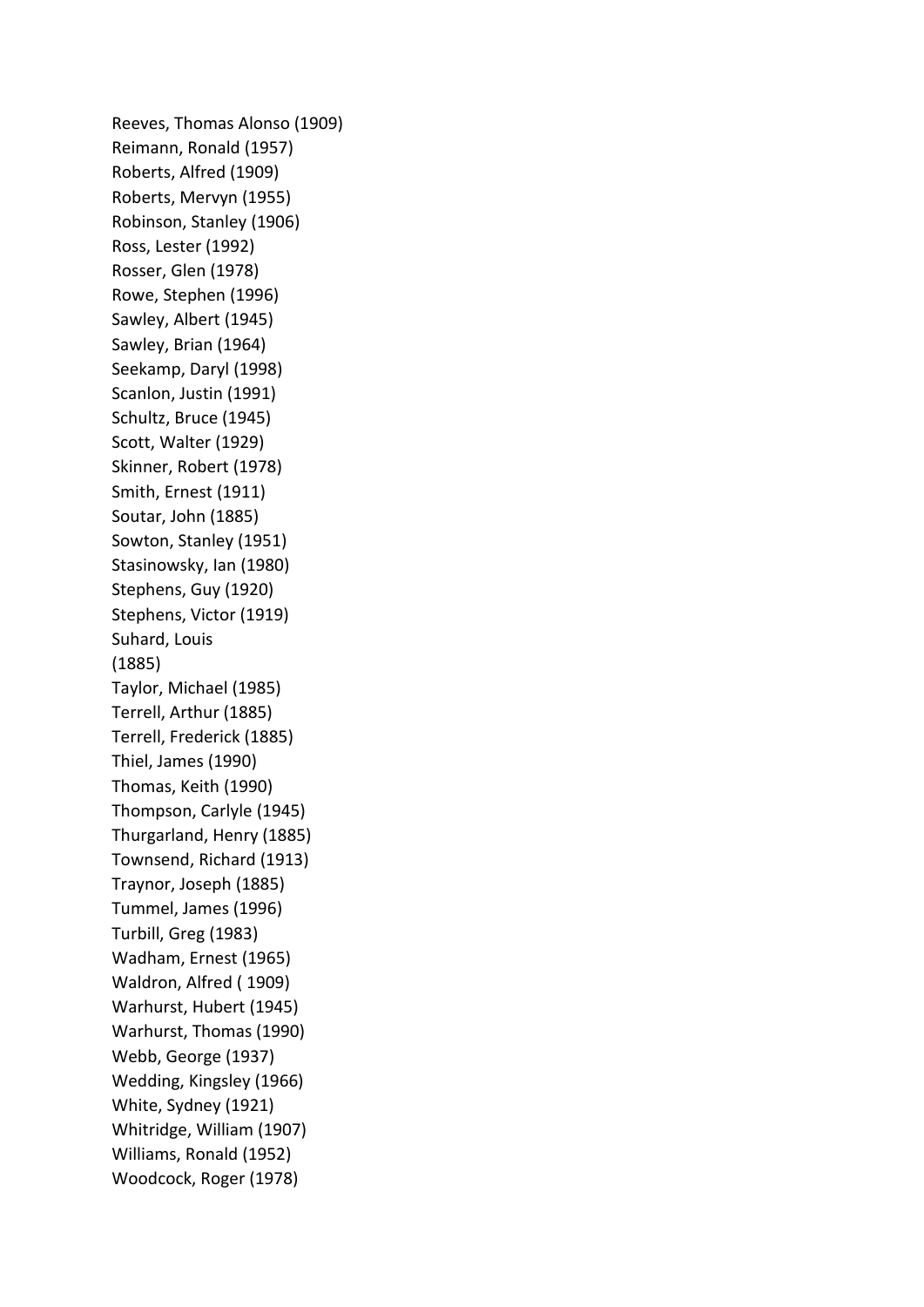Reeves, Thomas Alonso (1909)
Reimann, Ronald (1957)
Roberts, Alfred (1909)
Roberts, Mervyn (1955)
Robinson, Stanley (1906)
Ross, Lester (1992)
Rosser, Glen (1978)
Rowe, Stephen (1996)
Sawley, Albert (1945)
Sawley, Brian (1964)
Seekamp, Daryl (1998)
Scanlon, Justin (1991)
Schultz, Bruce (1945)
Scott, Walter (1929)
Skinner, Robert (1978)
Smith, Ernest (1911)
Soutar, John (1885)
Sowton, Stanley (1951)
Stasinowsky, Ian (1980)
Stephens, Guy (1920)
Stephens, Victor (1919)
Suhard, Louis
(1885)
Taylor, Michael (1985)
Terrell, Arthur (1885)
Terrell, Frederick (1885)
Thiel, James (1990)
Thomas, Keith (1990)
Thompson, Carlyle (1945)
Thurgarland, Henry (1885)
Townsend, Richard (1913)
Traynor, Joseph (1885)
Tummel, James (1996)
Turbill, Greg (1983)
Wadham, Ernest (1965)
Waldron, Alfred ( 1909)
Warhurst, Hubert (1945)
Warhurst, Thomas (1990)
Webb, George (1937)
Wedding, Kingsley (1966)
White, Sydney (1921)
Whitridge, William (1907)
Williams, Ronald (1952)
Woodcock, Roger (1978)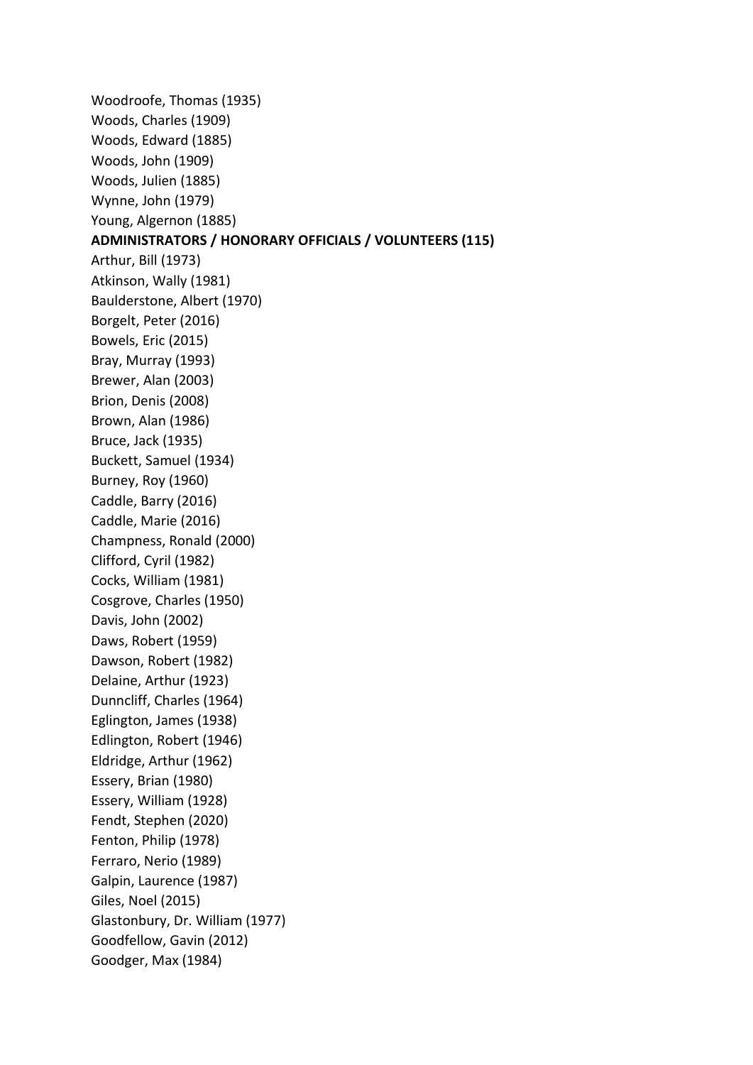Woodroofe, Thomas (1935)
Woods, Charles (1909)
Woods, Edward (1885)
Woods, John (1909)
Woods, Julien (1885)
Wynne, John (1979)
Young, Algernon (1885)

**ADMINISTRATORS / HONORARY OFFICIALS / VOLUNTEERS (115)**

Arthur, Bill (1973)
Atkinson, Wally (1981)
Baulderstone, Albert (1970)
Borgelt, Peter (2016)
Bowels, Eric (2015)
Bray, Murray (1993)
Brewer, Alan (2003)
Brion, Denis (2008)
Brown, Alan (1986)
Bruce, Jack (1935)
Buckett, Samuel (1934)
Burney, Roy (1960)
Caddle, Barry (2016)
Caddle, Marie (2016)
Champness, Ronald (2000)
Clifford, Cyril (1982)
Cocks, William (1981)
Cosgrove, Charles (1950)
Davis, John (2002)
Daws, Robert (1959)
Dawson, Robert (1982)
Delaine, Arthur (1923)
Dunncliff, Charles (1964)
Eglington, James (1938)
Edlington, Robert (1946)
Eldridge, Arthur (1962)
Essery, Brian (1980)
Essery, William (1928)
Fendt, Stephen (2020)
Fenton, Philip (1978)
Ferraro, Nerio (1989)
Galpin, Laurence (1987)
Giles, Noel (2015)
Glastonbury, Dr. William (1977)
Goodfellow, Gavin (2012)
Goodger, Max (1984)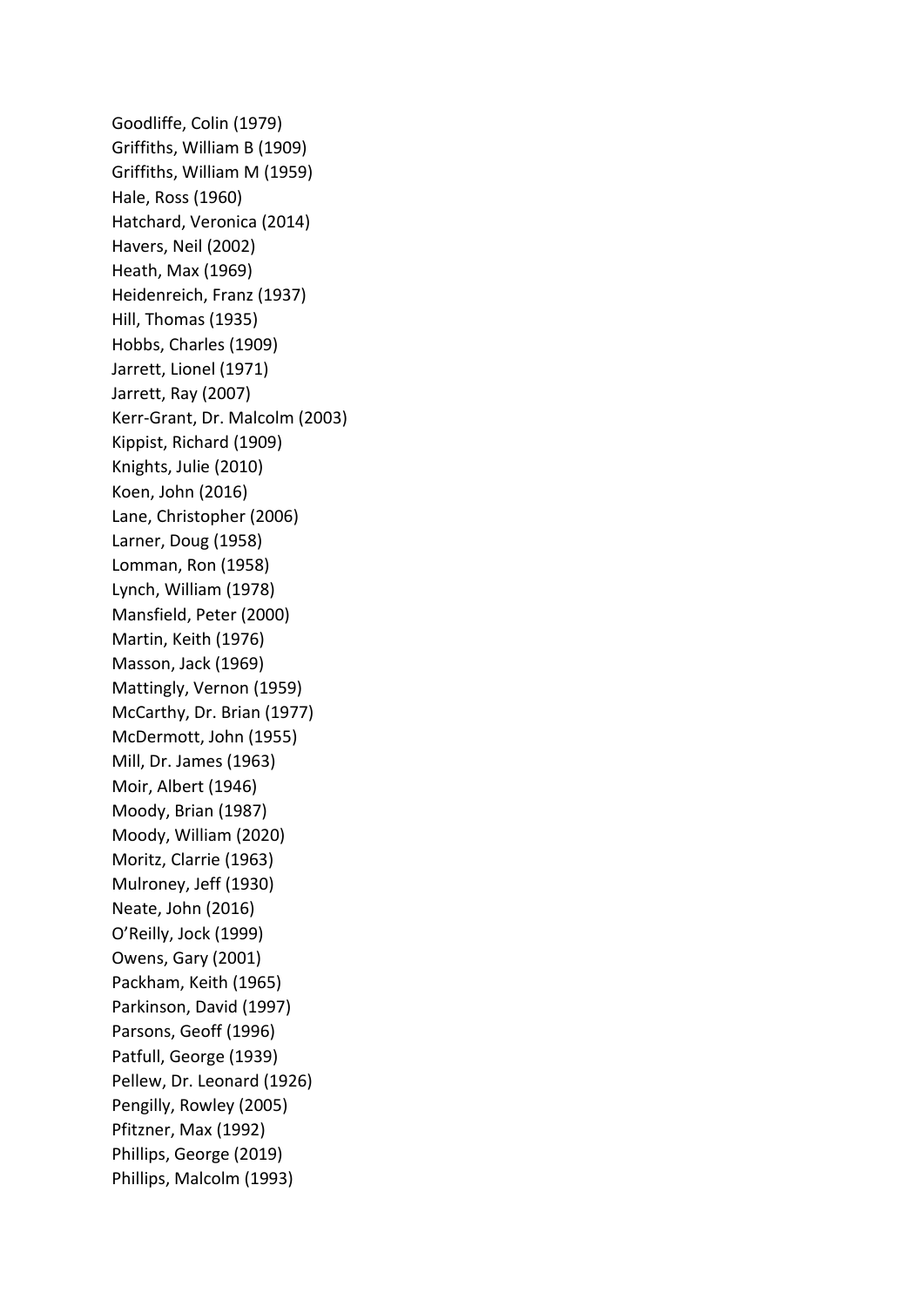Goodliffe, Colin (1979)
Griffiths, William B (1909)
Griffiths, William M (1959)
Hale, Ross (1960)
Hatchard, Veronica (2014)
Havers, Neil (2002)
Heath, Max (1969)
Heidenreich, Franz (1937)
Hill, Thomas (1935)
Hobbs, Charles (1909)
Jarrett, Lionel (1971)
Jarrett, Ray (2007)
Kerr-Grant, Dr. Malcolm (2003)
Kippist, Richard (1909)
Knights, Julie (2010)
Koen, John (2016)
Lane, Christopher (2006)
Larner, Doug (1958)
Lomman, Ron (1958)
Lynch, William (1978)
Mansfield, Peter (2000)
Martin, Keith (1976)
Masson, Jack (1969)
Mattingly, Vernon (1959)
McCarthy, Dr. Brian (1977)
McDermott, John (1955)
Mill, Dr. James (1963)
Moir, Albert (1946)
Moody, Brian (1987)
Moody, William (2020)
Moritz, Clarrie (1963)
Mulroney, Jeff (1930)
Neate, John (2016)
O'Reilly, Jock (1999)
Owens, Gary (2001)
Packham, Keith (1965)
Parkinson, David (1997)
Parsons, Geoff (1996)
Patfull, George (1939)
Pellew, Dr. Leonard (1926)
Pengilly, Rowley (2005)
Pfitzner, Max (1992)
Phillips, George (2019)
Phillips, Malcolm (1993)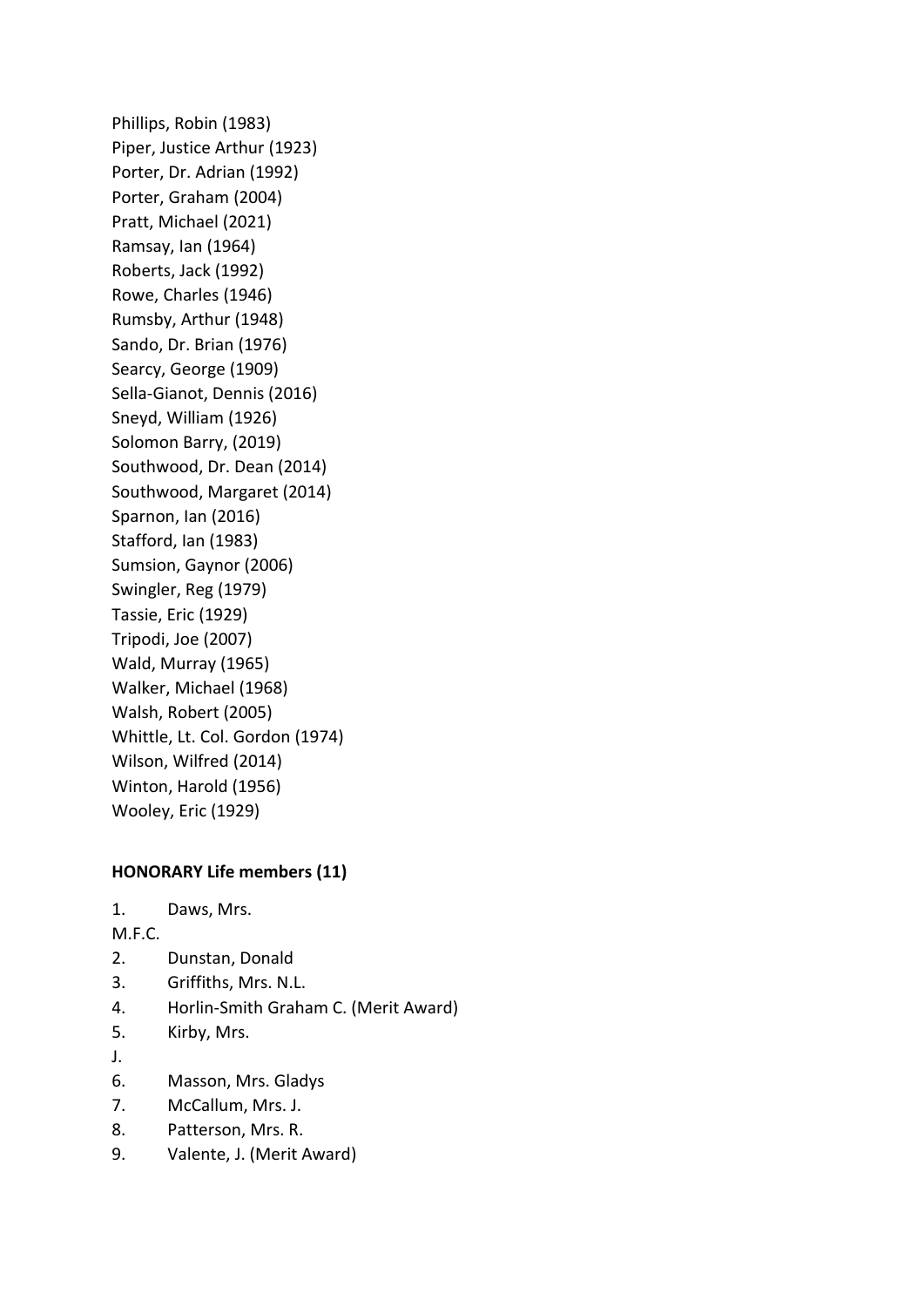Phillips, Robin (1983)
Piper, Justice Arthur (1923)
Porter, Dr. Adrian (1992)
Porter, Graham (2004)
Pratt, Michael (2021)
Ramsay, Ian (1964)
Roberts, Jack (1992)
Rowe, Charles (1946)
Rumsby, Arthur (1948)
Sando, Dr. Brian (1976)
Searcy, George (1909)
Sella-Gianot, Dennis (2016)
Sneyd, William (1926)
Solomon Barry, (2019)
Southwood, Dr. Dean (2014)
Southwood, Margaret (2014)
Sparnon, Ian (2016)
Stafford, Ian (1983)
Sumsion, Gaynor (2006)
Swingler, Reg (1979)
Tassie, Eric (1929)
Tripodi, Joe (2007)
Wald, Murray (1965)
Walker, Michael (1968)
Walsh, Robert (2005)
Whittle, Lt. Col. Gordon (1974)
Wilson, Wilfred (2014)
Winton, Harold (1956)
Wooley, Eric (1929)

**HONORARY Life members (11)**

1. Daws, Mrs.
M.F.C.
2. Dunstan, Donald
3. Griffiths, Mrs. N.L.
4. Horlin-Smith Graham C. (Merit Award)
5. Kirby, Mrs.
J.
6. Masson, Mrs. Gladys
7. McCallum, Mrs. J.
8. Patterson, Mrs. R.
9. Valente, J. (Merit Award)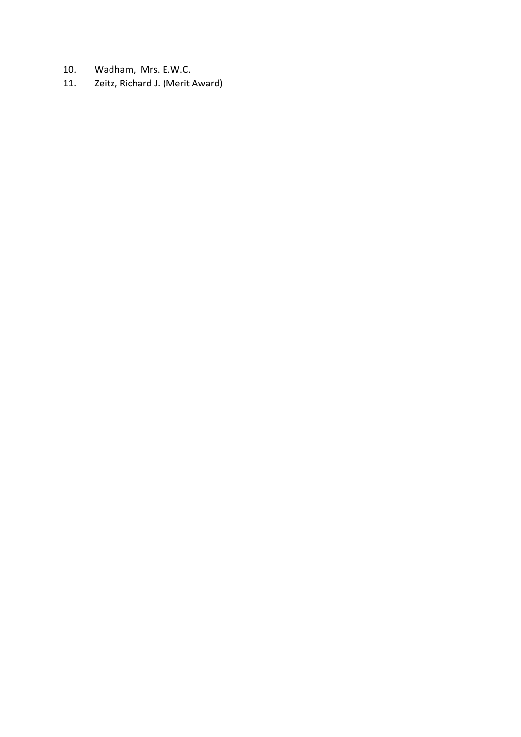10. Wadham, Mrs. E.W.C.
11. Zeitz, Richard J. (Merit Award)